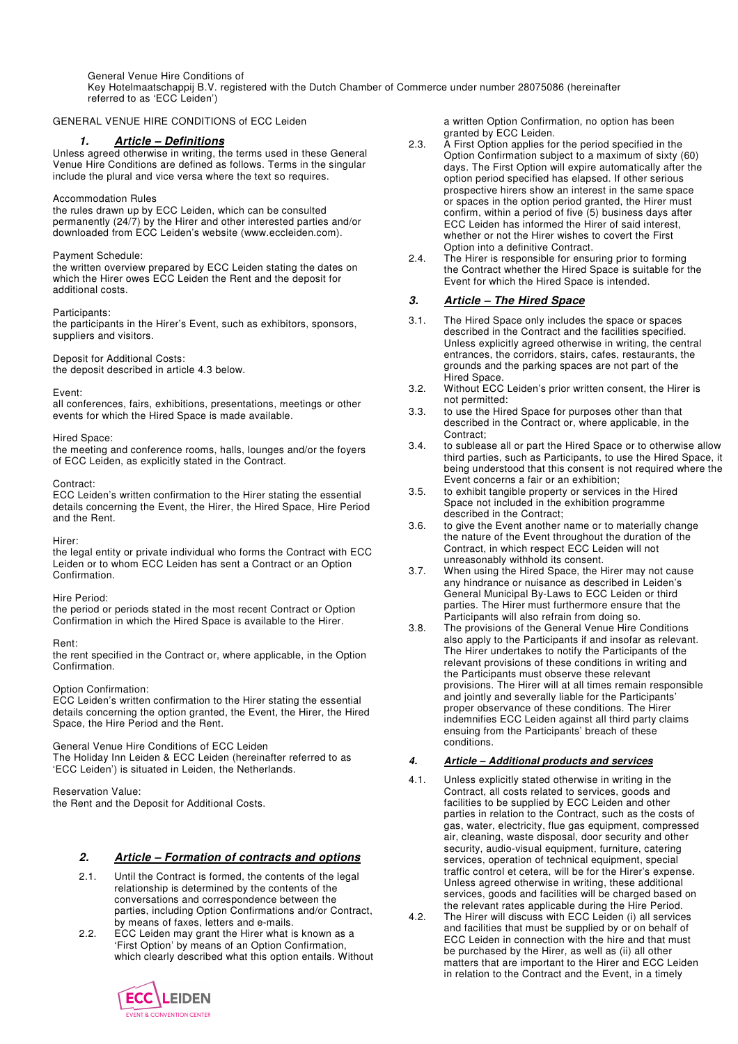General Venue Hire Conditions of
Key Hotelmaatschappij B.V. registered with the Dutch Chamber of Commerce under number 28075086 (hereinafter referred to as 'ECC Leiden')

GENERAL VENUE HIRE CONDITIONS of ECC Leiden

## 1. Article – Definitions

Unless agreed otherwise in writing, the terms used in these General Venue Hire Conditions are defined as follows. Terms in the singular include the plural and vice versa where the text so requires.

Accommodation Rules
the rules drawn up by ECC Leiden, which can be consulted permanently (24/7) by the Hirer and other interested parties and/or downloaded from ECC Leiden's website (www.eccleiden.com).

Payment Schedule:
the written overview prepared by ECC Leiden stating the dates on which the Hirer owes ECC Leiden the Rent and the deposit for additional costs.

Participants:
the participants in the Hirer's Event, such as exhibitors, sponsors, suppliers and visitors.

Deposit for Additional Costs:
the deposit described in article 4.3 below.

Event:
all conferences, fairs, exhibitions, presentations, meetings or other events for which the Hired Space is made available.

Hired Space:
the meeting and conference rooms, halls, lounges and/or the foyers of ECC Leiden, as explicitly stated in the Contract.

Contract:
ECC Leiden's written confirmation to the Hirer stating the essential details concerning the Event, the Hirer, the Hired Space, Hire Period and the Rent.

Hirer:
the legal entity or private individual who forms the Contract with ECC Leiden or to whom ECC Leiden has sent a Contract or an Option Confirmation.

Hire Period:
the period or periods stated in the most recent Contract or Option Confirmation in which the Hired Space is available to the Hirer.

Rent:
the rent specified in the Contract or, where applicable, in the Option Confirmation.

Option Confirmation:
ECC Leiden's written confirmation to the Hirer stating the essential details concerning the option granted, the Event, the Hirer, the Hired Space, the Hire Period and the Rent.

General Venue Hire Conditions of ECC Leiden
The Holiday Inn Leiden & ECC Leiden (hereinafter referred to as 'ECC Leiden') is situated in Leiden, the Netherlands.

Reservation Value:
the Rent and the Deposit for Additional Costs.

## 2. Article – Formation of contracts and options

2.1. Until the Contract is formed, the contents of the legal relationship is determined by the contents of the conversations and correspondence between the parties, including Option Confirmations and/or Contract, by means of faxes, letters and e-mails.

2.2. ECC Leiden may grant the Hirer what is known as a 'First Option' by means of an Option Confirmation, which clearly described what this option entails. Without a written Option Confirmation, no option has been granted by ECC Leiden.

2.3. A First Option applies for the period specified in the Option Confirmation subject to a maximum of sixty (60) days. The First Option will expire automatically after the option period specified has elapsed. If other serious prospective hirers show an interest in the same space or spaces in the option period granted, the Hirer must confirm, within a period of five (5) business days after ECC Leiden has informed the Hirer of said interest, whether or not the Hirer wishes to covert the First Option into a definitive Contract.

2.4. The Hirer is responsible for ensuring prior to forming the Contract whether the Hired Space is suitable for the Event for which the Hired Space is intended.

## 3. Article – The Hired Space

3.1. The Hired Space only includes the space or spaces described in the Contract and the facilities specified. Unless explicitly agreed otherwise in writing, the central entrances, the corridors, stairs, cafes, restaurants, the grounds and the parking spaces are not part of the Hired Space.

3.2. Without ECC Leiden's prior written consent, the Hirer is not permitted:

3.3. to use the Hired Space for purposes other than that described in the Contract or, where applicable, in the Contract;

3.4. to sublease all or part the Hired Space or to otherwise allow third parties, such as Participants, to use the Hired Space, it being understood that this consent is not required where the Event concerns a fair or an exhibition;

3.5. to exhibit tangible property or services in the Hired Space not included in the exhibition programme described in the Contract;

3.6. to give the Event another name or to materially change the nature of the Event throughout the duration of the Contract, in which respect ECC Leiden will not unreasonably withhold its consent.

3.7. When using the Hired Space, the Hirer may not cause any hindrance or nuisance as described in Leiden's General Municipal By-Laws to ECC Leiden or third parties. The Hirer must furthermore ensure that the Participants will also refrain from doing so.

3.8. The provisions of the General Venue Hire Conditions also apply to the Participants if and insofar as relevant. The Hirer undertakes to notify the Participants of the relevant provisions of these conditions in writing and the Participants must observe these relevant provisions. The Hirer will at all times remain responsible and jointly and severally liable for the Participants' proper observance of these conditions. The Hirer indemnifies ECC Leiden against all third party claims ensuing from the Participants' breach of these conditions.

## 4. Article – Additional products and services

4.1. Unless explicitly stated otherwise in writing in the Contract, all costs related to services, goods and facilities to be supplied by ECC Leiden and other parties in relation to the Contract, such as the costs of gas, water, electricity, flue gas equipment, compressed air, cleaning, waste disposal, door security and other security, audio-visual equipment, furniture, catering services, operation of technical equipment, special traffic control et cetera, will be for the Hirer's expense. Unless agreed otherwise in writing, these additional services, goods and facilities will be charged based on the relevant rates applicable during the Hire Period.

4.2. The Hirer will discuss with ECC Leiden (i) all services and facilities that must be supplied by or on behalf of ECC Leiden in connection with the hire and that must be purchased by the Hirer, as well as (ii) all other matters that are important to the Hirer and ECC Leiden in relation to the Contract and the Event, in a timely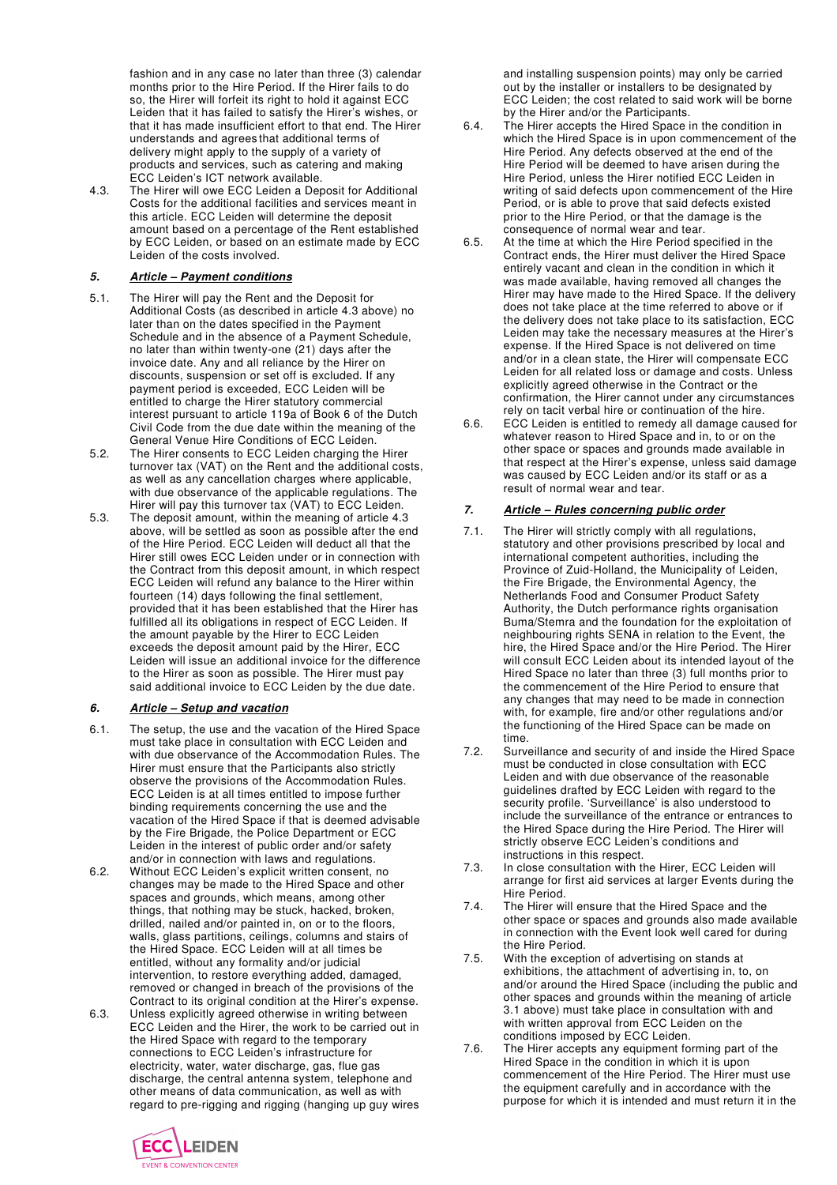fashion and in any case no later than three (3) calendar months prior to the Hire Period. If the Hirer fails to do so, the Hirer will forfeit its right to hold it against ECC Leiden that it has failed to satisfy the Hirer's wishes, or that it has made insufficient effort to that end. The Hirer understands and agrees that additional terms of delivery might apply to the supply of a variety of products and services, such as catering and making ECC Leiden's ICT network available.

4.3. The Hirer will owe ECC Leiden a Deposit for Additional Costs for the additional facilities and services meant in this article. ECC Leiden will determine the deposit amount based on a percentage of the Rent established by ECC Leiden, or based on an estimate made by ECC Leiden of the costs involved.

### *5. Article – Payment conditions*

5.1. The Hirer will pay the Rent and the Deposit for Additional Costs (as described in article 4.3 above) no later than on the dates specified in the Payment Schedule and in the absence of a Payment Schedule, no later than within twenty-one (21) days after the invoice date. Any and all reliance by the Hirer on discounts, suspension or set off is excluded. If any payment period is exceeded, ECC Leiden will be entitled to charge the Hirer statutory commercial interest pursuant to article 119a of Book 6 of the Dutch Civil Code from the due date within the meaning of the General Venue Hire Conditions of ECC Leiden.

5.2. The Hirer consents to ECC Leiden charging the Hirer turnover tax (VAT) on the Rent and the additional costs, as well as any cancellation charges where applicable, with due observance of the applicable regulations. The Hirer will pay this turnover tax (VAT) to ECC Leiden.

5.3. The deposit amount, within the meaning of article 4.3 above, will be settled as soon as possible after the end of the Hire Period. ECC Leiden will deduct all that the Hirer still owes ECC Leiden under or in connection with the Contract from this deposit amount, in which respect ECC Leiden will refund any balance to the Hirer within fourteen (14) days following the final settlement, provided that it has been established that the Hirer has fulfilled all its obligations in respect of ECC Leiden. If the amount payable by the Hirer to ECC Leiden exceeds the deposit amount paid by the Hirer, ECC Leiden will issue an additional invoice for the difference to the Hirer as soon as possible. The Hirer must pay said additional invoice to ECC Leiden by the due date.

### *6. Article – Setup and vacation*

6.1. The setup, the use and the vacation of the Hired Space must take place in consultation with ECC Leiden and with due observance of the Accommodation Rules. The Hirer must ensure that the Participants also strictly observe the provisions of the Accommodation Rules. ECC Leiden is at all times entitled to impose further binding requirements concerning the use and the vacation of the Hired Space if that is deemed advisable by the Fire Brigade, the Police Department or ECC Leiden in the interest of public order and/or safety and/or in connection with laws and regulations.

6.2. Without ECC Leiden's explicit written consent, no changes may be made to the Hired Space and other spaces and grounds, which means, among other things, that nothing may be stuck, hacked, broken, drilled, nailed and/or painted in, on or to the floors, walls, glass partitions, ceilings, columns and stairs of the Hired Space. ECC Leiden will at all times be entitled, without any formality and/or judicial intervention, to restore everything added, damaged, removed or changed in breach of the provisions of the Contract to its original condition at the Hirer's expense.

6.3. Unless explicitly agreed otherwise in writing between ECC Leiden and the Hirer, the work to be carried out in the Hired Space with regard to the temporary connections to ECC Leiden's infrastructure for electricity, water, water discharge, gas, flue gas discharge, the central antenna system, telephone and other means of data communication, as well as with regard to pre-rigging and rigging (hanging up guy wires and installing suspension points) may only be carried out by the installer or installers to be designated by ECC Leiden; the cost related to said work will be borne by the Hirer and/or the Participants.

6.4. The Hirer accepts the Hired Space in the condition in which the Hired Space is in upon commencement of the Hire Period. Any defects observed at the end of the Hire Period will be deemed to have arisen during the Hire Period, unless the Hirer notified ECC Leiden in writing of said defects upon commencement of the Hire Period, or is able to prove that said defects existed prior to the Hire Period, or that the damage is the consequence of normal wear and tear.

6.5. At the time at which the Hire Period specified in the Contract ends, the Hirer must deliver the Hired Space entirely vacant and clean in the condition in which it was made available, having removed all changes the Hirer may have made to the Hired Space. If the delivery does not take place at the time referred to above or if the delivery does not take place to its satisfaction, ECC Leiden may take the necessary measures at the Hirer's expense. If the Hired Space is not delivered on time and/or in a clean state, the Hirer will compensate ECC Leiden for all related loss or damage and costs. Unless explicitly agreed otherwise in the Contract or the confirmation, the Hirer cannot under any circumstances rely on tacit verbal hire or continuation of the hire.

6.6. ECC Leiden is entitled to remedy all damage caused for whatever reason to Hired Space and in, to or on the other space or spaces and grounds made available in that respect at the Hirer's expense, unless said damage was caused by ECC Leiden and/or its staff or as a result of normal wear and tear.

### *7. Article – Rules concerning public order*

7.1. The Hirer will strictly comply with all regulations, statutory and other provisions prescribed by local and international competent authorities, including the Province of Zuid-Holland, the Municipality of Leiden, the Fire Brigade, the Environmental Agency, the Netherlands Food and Consumer Product Safety Authority, the Dutch performance rights organisation Buma/Stemra and the foundation for the exploitation of neighbouring rights SENA in relation to the Event, the hire, the Hired Space and/or the Hire Period. The Hirer will consult ECC Leiden about its intended layout of the Hired Space no later than three (3) full months prior to the commencement of the Hire Period to ensure that any changes that may need to be made in connection with, for example, fire and/or other regulations and/or the functioning of the Hired Space can be made on time.

7.2. Surveillance and security of and inside the Hired Space must be conducted in close consultation with ECC Leiden and with due observance of the reasonable guidelines drafted by ECC Leiden with regard to the security profile. 'Surveillance' is also understood to include the surveillance of the entrance or entrances to the Hired Space during the Hire Period. The Hirer will strictly observe ECC Leiden's conditions and instructions in this respect.

7.3. In close consultation with the Hirer, ECC Leiden will arrange for first aid services at larger Events during the Hire Period.

7.4. The Hirer will ensure that the Hired Space and the other space or spaces and grounds also made available in connection with the Event look well cared for during the Hire Period.

7.5. With the exception of advertising on stands at exhibitions, the attachment of advertising in, to, on and/or around the Hired Space (including the public and other spaces and grounds within the meaning of article 3.1 above) must take place in consultation with and with written approval from ECC Leiden on the conditions imposed by ECC Leiden.

7.6. The Hirer accepts any equipment forming part of the Hired Space in the condition in which it is upon commencement of the Hire Period. The Hirer must use the equipment carefully and in accordance with the purpose for which it is intended and must return it in the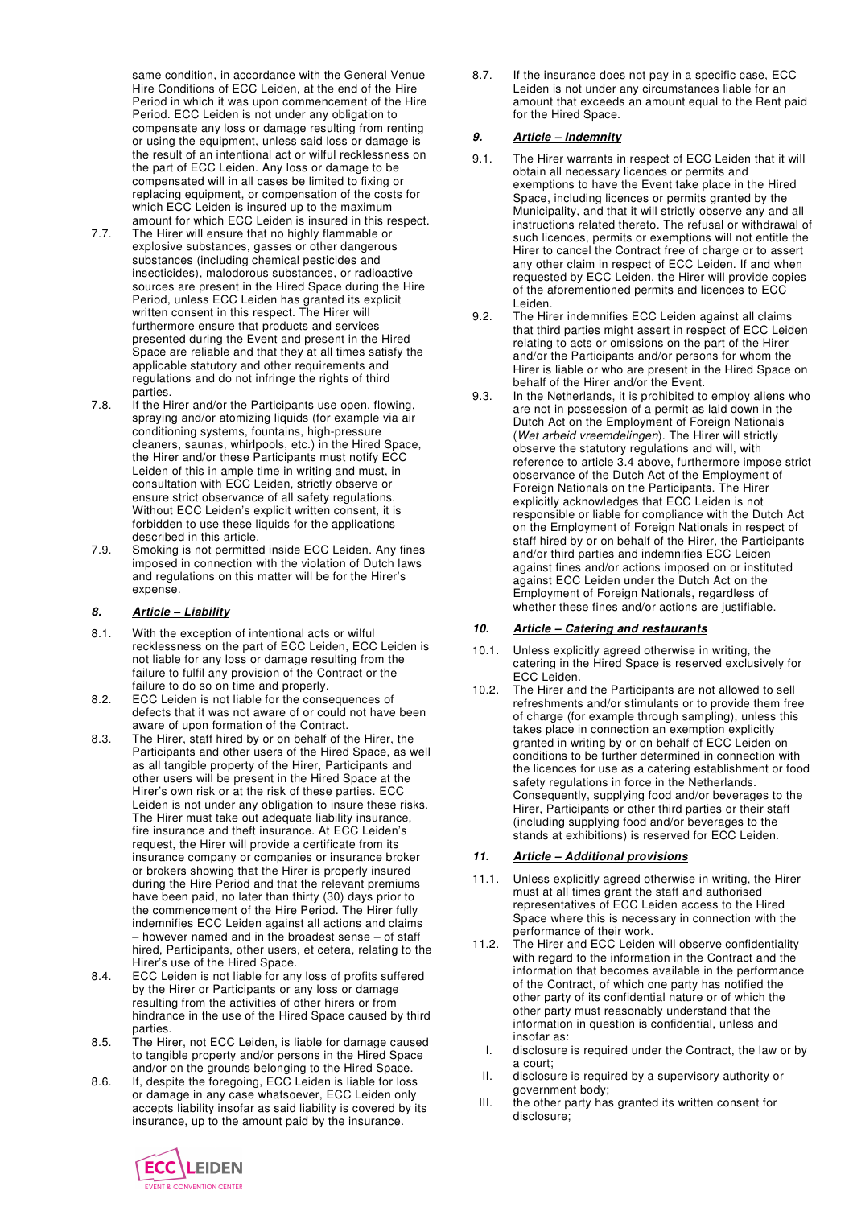same condition, in accordance with the General Venue Hire Conditions of ECC Leiden, at the end of the Hire Period in which it was upon commencement of the Hire Period. ECC Leiden is not under any obligation to compensate any loss or damage resulting from renting or using the equipment, unless said loss or damage is the result of an intentional act or wilful recklessness on the part of ECC Leiden. Any loss or damage to be compensated will in all cases be limited to fixing or replacing equipment, or compensation of the costs for which ECC Leiden is insured up to the maximum amount for which ECC Leiden is insured in this respect.

7.7. The Hirer will ensure that no highly flammable or explosive substances, gasses or other dangerous substances (including chemical pesticides and insecticides), malodorous substances, or radioactive sources are present in the Hired Space during the Hire Period, unless ECC Leiden has granted its explicit written consent in this respect. The Hirer will furthermore ensure that products and services presented during the Event and present in the Hired Space are reliable and that they at all times satisfy the applicable statutory and other requirements and regulations and do not infringe the rights of third parties.

7.8. If the Hirer and/or the Participants use open, flowing, spraying and/or atomizing liquids (for example via air conditioning systems, fountains, high-pressure cleaners, saunas, whirlpools, etc.) in the Hired Space, the Hirer and/or these Participants must notify ECC Leiden of this in ample time in writing and must, in consultation with ECC Leiden, strictly observe or ensure strict observance of all safety regulations. Without ECC Leiden's explicit written consent, it is forbidden to use these liquids for the applications described in this article.

7.9. Smoking is not permitted inside ECC Leiden. Any fines imposed in connection with the violation of Dutch laws and regulations on this matter will be for the Hirer's expense.

### *8. Article – Liability*

8.1. With the exception of intentional acts or wilful recklessness on the part of ECC Leiden, ECC Leiden is not liable for any loss or damage resulting from the failure to fulfil any provision of the Contract or the failure to do so on time and properly.

8.2. ECC Leiden is not liable for the consequences of defects that it was not aware of or could not have been aware of upon formation of the Contract.

8.3. The Hirer, staff hired by or on behalf of the Hirer, the Participants and other users of the Hired Space, as well as all tangible property of the Hirer, Participants and other users will be present in the Hired Space at the Hirer's own risk or at the risk of these parties. ECC Leiden is not under any obligation to insure these risks. The Hirer must take out adequate liability insurance, fire insurance and theft insurance. At ECC Leiden's request, the Hirer will provide a certificate from its insurance company or companies or insurance broker or brokers showing that the Hirer is properly insured during the Hire Period and that the relevant premiums have been paid, no later than thirty (30) days prior to the commencement of the Hire Period. The Hirer fully indemnifies ECC Leiden against all actions and claims – however named and in the broadest sense – of staff hired, Participants, other users, et cetera, relating to the Hirer's use of the Hired Space.

8.4. ECC Leiden is not liable for any loss of profits suffered by the Hirer or Participants or any loss or damage resulting from the activities of other hirers or from hindrance in the use of the Hired Space caused by third parties.

8.5. The Hirer, not ECC Leiden, is liable for damage caused to tangible property and/or persons in the Hired Space and/or on the grounds belonging to the Hired Space.

8.6. If, despite the foregoing, ECC Leiden is liable for loss or damage in any case whatsoever, ECC Leiden only accepts liability insofar as said liability is covered by its insurance, up to the amount paid by the insurance.

8.7. If the insurance does not pay in a specific case, ECC Leiden is not under any circumstances liable for an amount that exceeds an amount equal to the Rent paid for the Hired Space.

### *9. Article – Indemnity*

9.1. The Hirer warrants in respect of ECC Leiden that it will obtain all necessary licences or permits and exemptions to have the Event take place in the Hired Space, including licences or permits granted by the Municipality, and that it will strictly observe any and all instructions related thereto. The refusal or withdrawal of such licences, permits or exemptions will not entitle the Hirer to cancel the Contract free of charge or to assert any other claim in respect of ECC Leiden. If and when requested by ECC Leiden, the Hirer will provide copies of the aforementioned permits and licences to ECC Leiden.

9.2. The Hirer indemnifies ECC Leiden against all claims that third parties might assert in respect of ECC Leiden relating to acts or omissions on the part of the Hirer and/or the Participants and/or persons for whom the Hirer is liable or who are present in the Hired Space on behalf of the Hirer and/or the Event.

9.3. In the Netherlands, it is prohibited to employ aliens who are not in possession of a permit as laid down in the Dutch Act on the Employment of Foreign Nationals (*Wet arbeid vreemdelingen*). The Hirer will strictly observe the statutory regulations and will, with reference to article 3.4 above, furthermore impose strict observance of the Dutch Act of the Employment of Foreign Nationals on the Participants. The Hirer explicitly acknowledges that ECC Leiden is not responsible or liable for compliance with the Dutch Act on the Employment of Foreign Nationals in respect of staff hired by or on behalf of the Hirer, the Participants and/or third parties and indemnifies ECC Leiden against fines and/or actions imposed on or instituted against ECC Leiden under the Dutch Act on the Employment of Foreign Nationals, regardless of whether these fines and/or actions are justifiable.

### *10. Article – Catering and restaurants*

10.1. Unless explicitly agreed otherwise in writing, the catering in the Hired Space is reserved exclusively for ECC Leiden.

10.2. The Hirer and the Participants are not allowed to sell refreshments and/or stimulants or to provide them free of charge (for example through sampling), unless this takes place in connection an exemption explicitly granted in writing by or on behalf of ECC Leiden on conditions to be further determined in connection with the licences for use as a catering establishment or food safety regulations in force in the Netherlands. Consequently, supplying food and/or beverages to the Hirer, Participants or other third parties or their staff (including supplying food and/or beverages to the stands at exhibitions) is reserved for ECC Leiden.

### *11. Article – Additional provisions*

11.1. Unless explicitly agreed otherwise in writing, the Hirer must at all times grant the staff and authorised representatives of ECC Leiden access to the Hired Space where this is necessary in connection with the performance of their work.

11.2. The Hirer and ECC Leiden will observe confidentiality with regard to the information in the Contract and the information that becomes available in the performance of the Contract, of which one party has notified the other party of its confidential nature or of which the other party must reasonably understand that the information in question is confidential, unless and insofar as:

I. disclosure is required under the Contract, the law or by a court;
II. disclosure is required by a supervisory authority or government body;
III. the other party has granted its written consent for disclosure;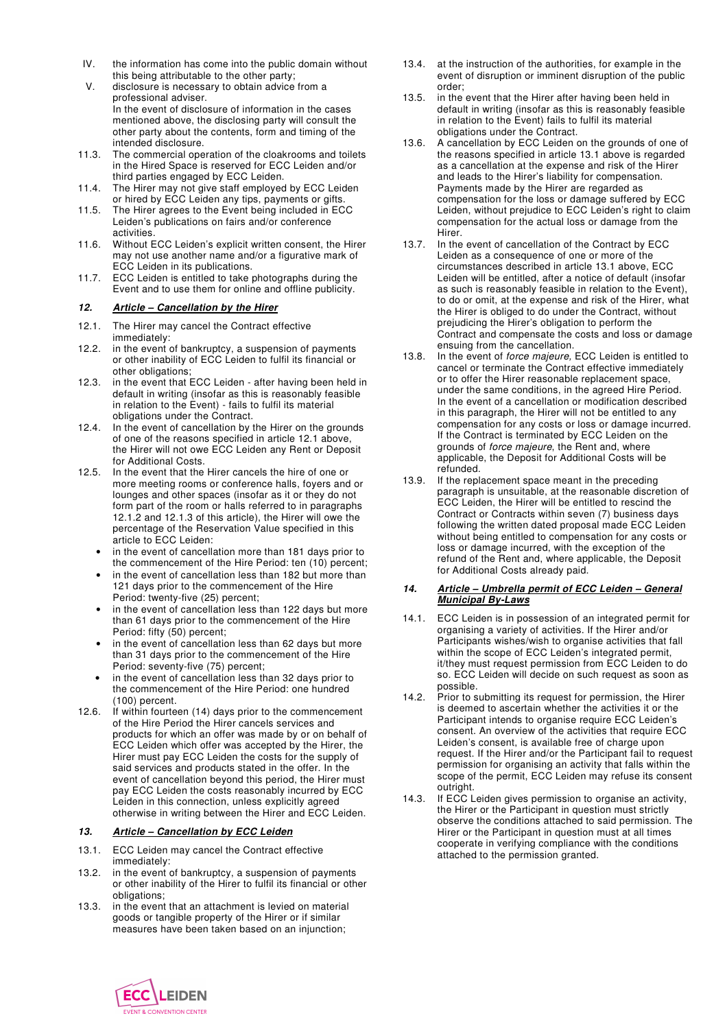IV. the information has come into the public domain without this being attributable to the other party;

V. disclosure is necessary to obtain advice from a professional adviser.
In the event of disclosure of information in the cases mentioned above, the disclosing party will consult the other party about the contents, form and timing of the intended disclosure.

11.3. The commercial operation of the cloakrooms and toilets in the Hired Space is reserved for ECC Leiden and/or third parties engaged by ECC Leiden.

11.4. The Hirer may not give staff employed by ECC Leiden or hired by ECC Leiden any tips, payments or gifts.

11.5. The Hirer agrees to the Event being included in ECC Leiden's publications on fairs and/or conference activities.

11.6. Without ECC Leiden's explicit written consent, the Hirer may not use another name and/or a figurative mark of ECC Leiden in its publications.

11.7. ECC Leiden is entitled to take photographs during the Event and to use them for online and offline publicity.

### *12. Article – Cancellation by the Hirer*

12.1. The Hirer may cancel the Contract effective immediately:

12.2. in the event of bankruptcy, a suspension of payments or other inability of ECC Leiden to fulfil its financial or other obligations;

12.3. in the event that ECC Leiden - after having been held in default in writing (insofar as this is reasonably feasible in relation to the Event) - fails to fulfil its material obligations under the Contract.

12.4. In the event of cancellation by the Hirer on the grounds of one of the reasons specified in article 12.1 above, the Hirer will not owe ECC Leiden any Rent or Deposit for Additional Costs.

12.5. In the event that the Hirer cancels the hire of one or more meeting rooms or conference halls, foyers and or lounges and other spaces (insofar as it or they do not form part of the room or halls referred to in paragraphs 12.1.2 and 12.1.3 of this article), the Hirer will owe the percentage of the Reservation Value specified in this article to ECC Leiden:

- in the event of cancellation more than 181 days prior to the commencement of the Hire Period: ten (10) percent;
- in the event of cancellation less than 182 but more than 121 days prior to the commencement of the Hire Period: twenty-five (25) percent;
- in the event of cancellation less than 122 days but more than 61 days prior to the commencement of the Hire Period: fifty (50) percent;
- in the event of cancellation less than 62 days but more than 31 days prior to the commencement of the Hire Period: seventy-five (75) percent;
- in the event of cancellation less than 32 days prior to the commencement of the Hire Period: one hundred (100) percent.

12.6. If within fourteen (14) days prior to the commencement of the Hire Period the Hirer cancels services and products for which an offer was made by or on behalf of ECC Leiden which offer was accepted by the Hirer, the Hirer must pay ECC Leiden the costs for the supply of said services and products stated in the offer. In the event of cancellation beyond this period, the Hirer must pay ECC Leiden the costs reasonably incurred by ECC Leiden in this connection, unless explicitly agreed otherwise in writing between the Hirer and ECC Leiden.

### *13. Article – Cancellation by ECC Leiden*

13.1. ECC Leiden may cancel the Contract effective immediately:

13.2. in the event of bankruptcy, a suspension of payments or other inability of the Hirer to fulfil its financial or other obligations;

13.3. in the event that an attachment is levied on material goods or tangible property of the Hirer or if similar measures have been taken based on an injunction;

13.4. at the instruction of the authorities, for example in the event of disruption or imminent disruption of the public order;

13.5. in the event that the Hirer after having been held in default in writing (insofar as this is reasonably feasible in relation to the Event) fails to fulfil its material obligations under the Contract.

13.6. A cancellation by ECC Leiden on the grounds of one of the reasons specified in article 13.1 above is regarded as a cancellation at the expense and risk of the Hirer and leads to the Hirer's liability for compensation. Payments made by the Hirer are regarded as compensation for the loss or damage suffered by ECC Leiden, without prejudice to ECC Leiden's right to claim compensation for the actual loss or damage from the Hirer.

13.7. In the event of cancellation of the Contract by ECC Leiden as a consequence of one or more of the circumstances described in article 13.1 above, ECC Leiden will be entitled, after a notice of default (insofar as such is reasonably feasible in relation to the Event), to do or omit, at the expense and risk of the Hirer, what the Hirer is obliged to do under the Contract, without prejudicing the Hirer's obligation to perform the Contract and compensate the costs and loss or damage ensuing from the cancellation.

13.8. In the event of *force majeure,* ECC Leiden is entitled to cancel or terminate the Contract effective immediately or to offer the Hirer reasonable replacement space, under the same conditions, in the agreed Hire Period. In the event of a cancellation or modification described in this paragraph, the Hirer will not be entitled to any compensation for any costs or loss or damage incurred. If the Contract is terminated by ECC Leiden on the grounds of *force majeure*, the Rent and, where applicable, the Deposit for Additional Costs will be refunded.

13.9. If the replacement space meant in the preceding paragraph is unsuitable, at the reasonable discretion of ECC Leiden, the Hirer will be entitled to rescind the Contract or Contracts within seven (7) business days following the written dated proposal made ECC Leiden without being entitled to compensation for any costs or loss or damage incurred, with the exception of the refund of the Rent and, where applicable, the Deposit for Additional Costs already paid.

### *14. Article – Umbrella permit of ECC Leiden – General Municipal By-Laws*

14.1. ECC Leiden is in possession of an integrated permit for organising a variety of activities. If the Hirer and/or Participants wishes/wish to organise activities that fall within the scope of ECC Leiden's integrated permit, it/they must request permission from ECC Leiden to do so. ECC Leiden will decide on such request as soon as possible.

14.2. Prior to submitting its request for permission, the Hirer is deemed to ascertain whether the activities it or the Participant intends to organise require ECC Leiden's consent. An overview of the activities that require ECC Leiden's consent, is available free of charge upon request. If the Hirer and/or the Participant fail to request permission for organising an activity that falls within the scope of the permit, ECC Leiden may refuse its consent outright.

14.3. If ECC Leiden gives permission to organise an activity, the Hirer or the Participant in question must strictly observe the conditions attached to said permission. The Hirer or the Participant in question must at all times cooperate in verifying compliance with the conditions attached to the permission granted.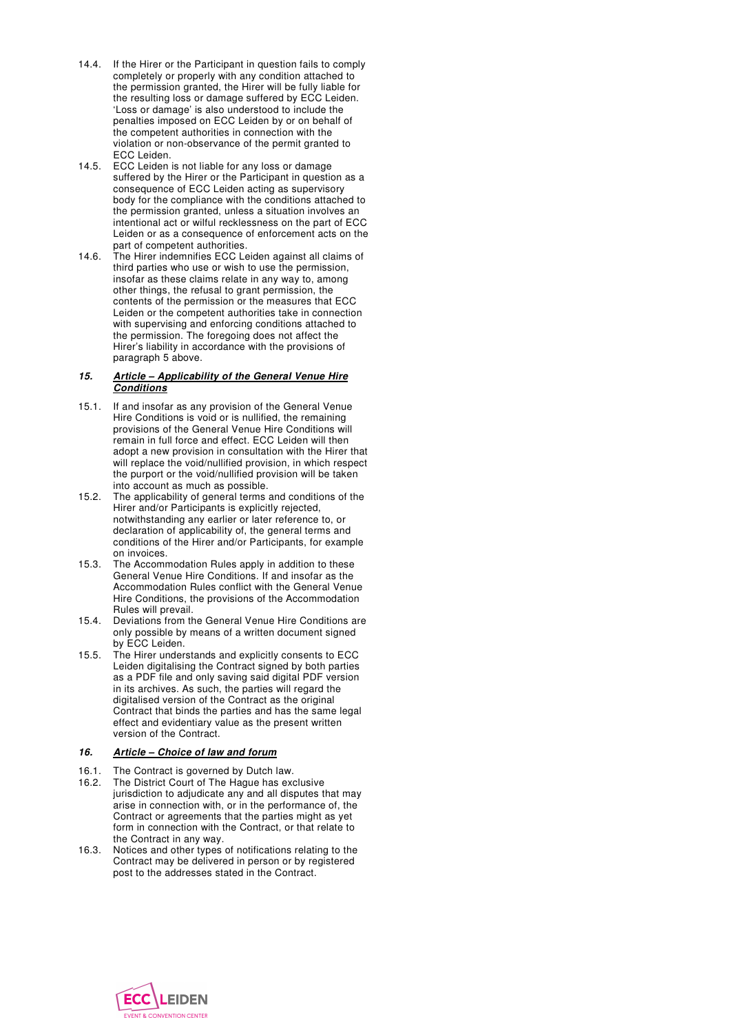14.4. If the Hirer or the Participant in question fails to comply completely or properly with any condition attached to the permission granted, the Hirer will be fully liable for the resulting loss or damage suffered by ECC Leiden. 'Loss or damage' is also understood to include the penalties imposed on ECC Leiden by or on behalf of the competent authorities in connection with the violation or non-observance of the permit granted to ECC Leiden.

14.5. ECC Leiden is not liable for any loss or damage suffered by the Hirer or the Participant in question as a consequence of ECC Leiden acting as supervisory body for the compliance with the conditions attached to the permission granted, unless a situation involves an intentional act or wilful recklessness on the part of ECC Leiden or as a consequence of enforcement acts on the part of competent authorities.

14.6. The Hirer indemnifies ECC Leiden against all claims of third parties who use or wish to use the permission, insofar as these claims relate in any way to, among other things, the refusal to grant permission, the contents of the permission or the measures that ECC Leiden or the competent authorities take in connection with supervising and enforcing conditions attached to the permission. The foregoing does not affect the Hirer's liability in accordance with the provisions of paragraph 5 above.

### ***15. Article – Applicability of the General Venue Hire Conditions***

15.1. If and insofar as any provision of the General Venue Hire Conditions is void or is nullified, the remaining provisions of the General Venue Hire Conditions will remain in full force and effect. ECC Leiden will then adopt a new provision in consultation with the Hirer that will replace the void/nullified provision, in which respect the purport or the void/nullified provision will be taken into account as much as possible.

15.2. The applicability of general terms and conditions of the Hirer and/or Participants is explicitly rejected, notwithstanding any earlier or later reference to, or declaration of applicability of, the general terms and conditions of the Hirer and/or Participants, for example on invoices.

15.3. The Accommodation Rules apply in addition to these General Venue Hire Conditions. If and insofar as the Accommodation Rules conflict with the General Venue Hire Conditions, the provisions of the Accommodation Rules will prevail.

15.4. Deviations from the General Venue Hire Conditions are only possible by means of a written document signed by ECC Leiden.

15.5. The Hirer understands and explicitly consents to ECC Leiden digitalising the Contract signed by both parties as a PDF file and only saving said digital PDF version in its archives. As such, the parties will regard the digitalised version of the Contract as the original Contract that binds the parties and has the same legal effect and evidentiary value as the present written version of the Contract.

### ***16. Article – Choice of law and forum***

16.1. The Contract is governed by Dutch law.

16.2. The District Court of The Hague has exclusive jurisdiction to adjudicate any and all disputes that may arise in connection with, or in the performance of, the Contract or agreements that the parties might as yet form in connection with the Contract, or that relate to the Contract in any way.

16.3. Notices and other types of notifications relating to the Contract may be delivered in person or by registered post to the addresses stated in the Contract.